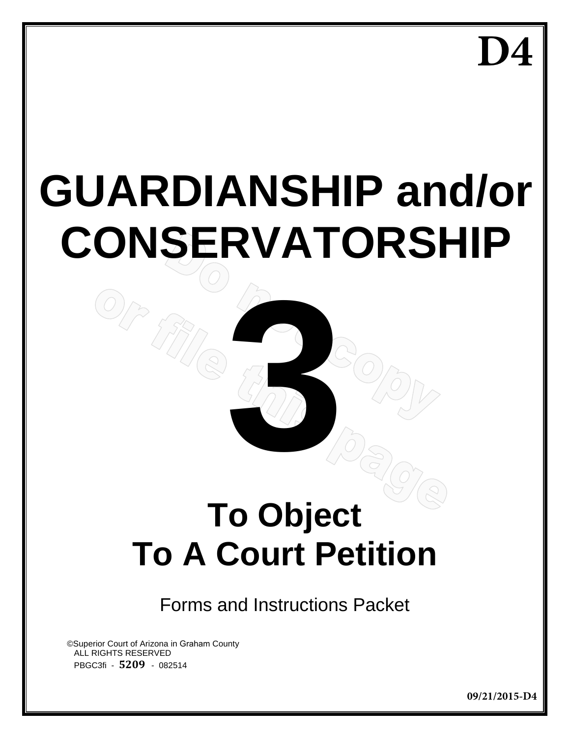D4

# GUARDIANSHIP and/or CONSERVATORSHIP

# 3

Do not copy or file this page

## To Object To A Court Petition

Forms and Instructions Packet

©Superior Court of Arizona in Graham County
ALL RIGHTS RESERVED
PBGC3fi - **5209** - 082514

**09/21/2015-D4**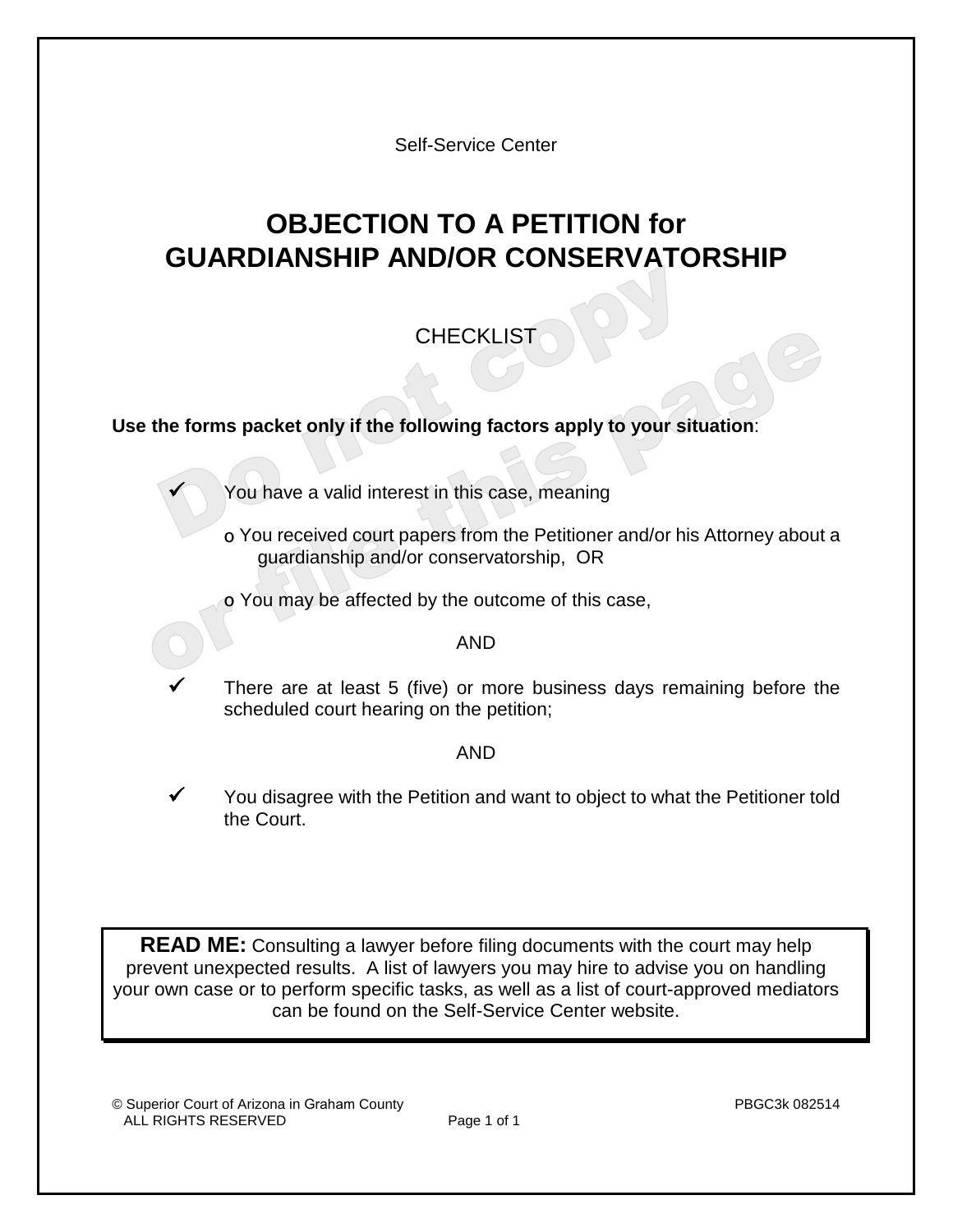Self-Service Center

# OBJECTION TO A PETITION for GUARDIANSHIP AND/OR CONSERVATORSHIP

## CHECKLIST

**Use the forms packet only if the following factors apply to your situation**:

- ✓ You have a valid interest in this case, meaning
  - o You received court papers from the Petitioner and/or his Attorney about a guardianship and/or conservatorship, OR
  - o You may be affected by the outcome of this case,

AND

- ✓ There are at least 5 (five) or more business days remaining before the scheduled court hearing on the petition;

AND

- ✓ You disagree with the Petition and want to object to what the Petitioner told the Court.

> **READ ME:** Consulting a lawyer before filing documents with the court may help prevent unexpected results. A list of lawyers you may hire to advise you on handling your own case or to perform specific tasks, as well as a list of court-approved mediators can be found on the Self-Service Center website.

© Superior Court of Arizona in Graham County
ALL RIGHTS RESERVED

PBGC3k 082514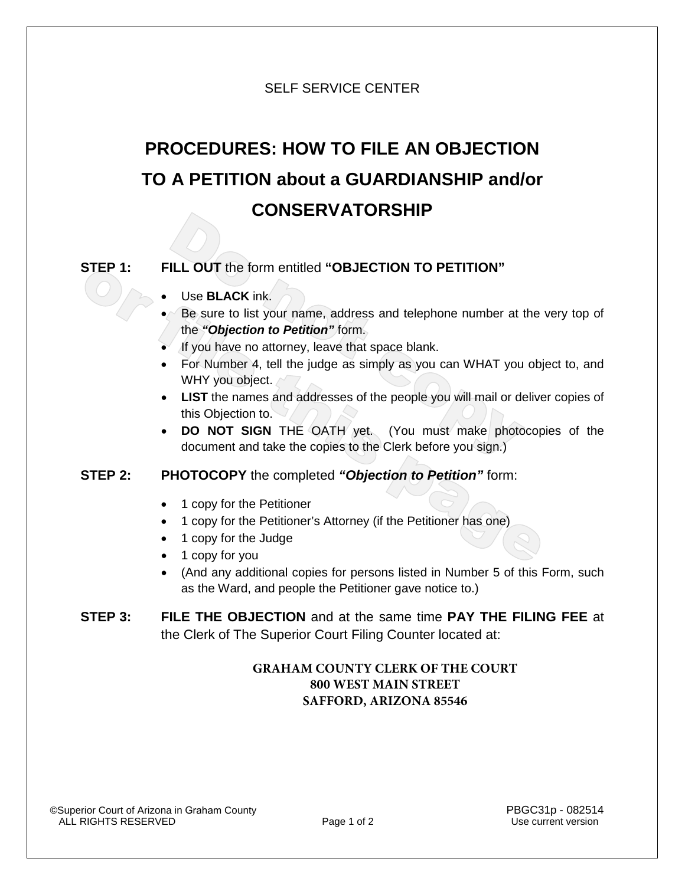SELF SERVICE CENTER

# PROCEDURES: HOW TO FILE AN OBJECTION TO A PETITION about a GUARDIANSHIP and/or CONSERVATORSHIP

**STEP 1:** **FILL OUT** the form entitled **"OBJECTION TO PETITION"**

- Use **BLACK** ink.
- Be sure to list your name, address and telephone number at the very top of the ***"Objection to Petition"*** form.
- If you have no attorney, leave that space blank.
- For Number 4, tell the judge as simply as you can WHAT you object to, and WHY you object.
- **LIST** the names and addresses of the people you will mail or deliver copies of this Objection to.
- **DO NOT SIGN** THE OATH yet. (You must make photocopies of the document and take the copies to the Clerk before you sign.)

**STEP 2:** **PHOTOCOPY** the completed ***"Objection to Petition"*** form:

- 1 copy for the Petitioner
- 1 copy for the Petitioner's Attorney (if the Petitioner has one)
- 1 copy for the Judge
- 1 copy for you
- (And any additional copies for persons listed in Number 5 of this Form, such as the Ward, and people the Petitioner gave notice to.)

**STEP 3:** **FILE THE OBJECTION** and at the same time **PAY THE FILING FEE** at the Clerk of The Superior Court Filing Counter located at:

**GRAHAM COUNTY CLERK OF THE COURT**
**800 WEST MAIN STREET**
**SAFFORD, ARIZONA 85546**

©Superior Court of Arizona in Graham County
ALL RIGHTS RESERVED

PBGC31p - 082514
Use current version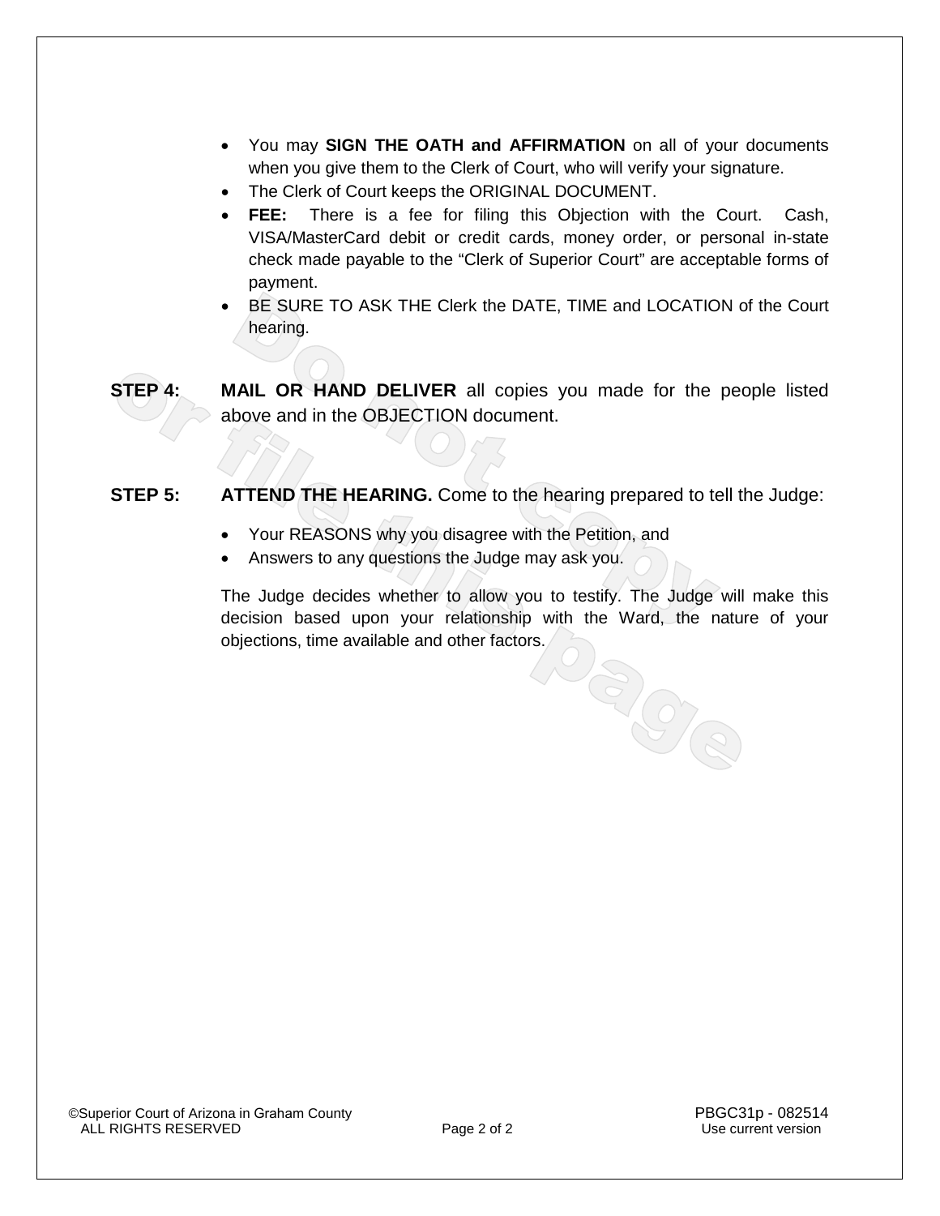- You may **SIGN THE OATH and AFFIRMATION** on all of your documents when you give them to the Clerk of Court, who will verify your signature.
- The Clerk of Court keeps the ORIGINAL DOCUMENT.
- **FEE:** There is a fee for filing this Objection with the Court. Cash, VISA/MasterCard debit or credit cards, money order, or personal in-state check made payable to the "Clerk of Superior Court" are acceptable forms of payment.
- BE SURE TO ASK THE Clerk the DATE, TIME and LOCATION of the Court hearing.

**STEP 4:** **MAIL OR HAND DELIVER** all copies you made for the people listed above and in the OBJECTION document.

**STEP 5:** **ATTEND THE HEARING.** Come to the hearing prepared to tell the Judge:

- Your REASONS why you disagree with the Petition, and
- Answers to any questions the Judge may ask you.

The Judge decides whether to allow you to testify. The Judge will make this decision based upon your relationship with the Ward, the nature of your objections, time available and other factors.

©Superior Court of Arizona in Graham County
ALL RIGHTS RESERVED

PBGC31p - 082514
Use current version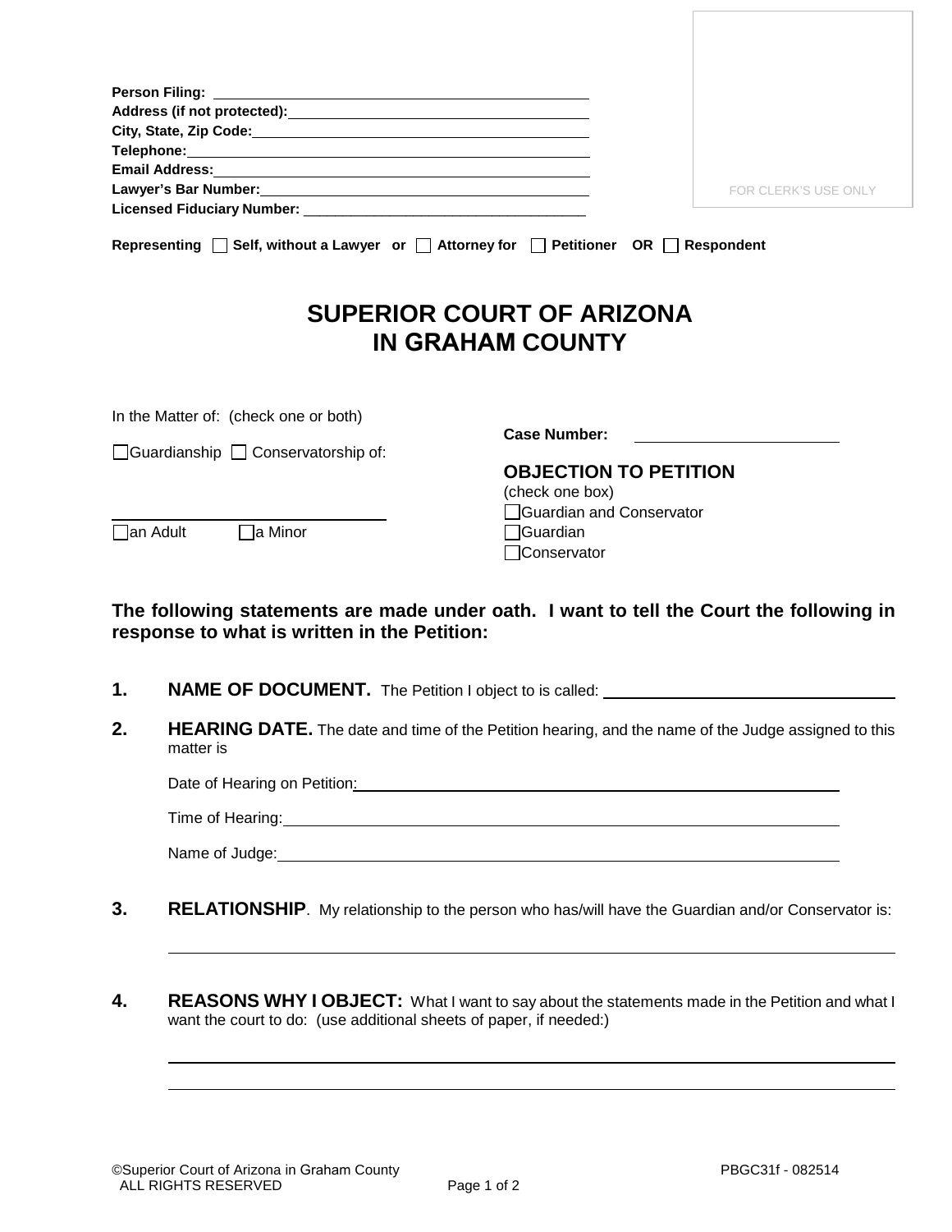Person Filing: ______________________________

Address (if not protected): ______________________________

City, State, Zip Code: ______________________________

Telephone: ______________________________

Email Address: ______________________________

Lawyer's Bar Number: ______________________________

Licensed Fiduciary Number: ______________________________

FOR CLERK'S USE ONLY

**Representing** ☐ **Self, without a Lawyer or** ☐ **Attorney for** ☐ **Petitioner OR** ☐ **Respondent**

# SUPERIOR COURT OF ARIZONA IN GRAHAM COUNTY

In the Matter of: (check one or both)

☐Guardianship ☐ Conservatorship of:

______________________________

☐an Adult ☐a Minor

**Case Number:** ______________________________

## OBJECTION TO PETITION

(check one box)

☐Guardian and Conservator

☐Guardian

☐Conservator

**The following statements are made under oath. I want to tell the Court the following in response to what is written in the Petition:**

**1. NAME OF DOCUMENT.** The Petition I object to is called: ______________________________

**2. HEARING DATE.** The date and time of the Petition hearing, and the name of the Judge assigned to this matter is

Date of Hearing on Petition: ______________________________

Time of Hearing: ______________________________

Name of Judge: ______________________________

**3. RELATIONSHIP**. My relationship to the person who has/will have the Guardian and/or Conservator is:

______________________________

**4. REASONS WHY I OBJECT:** What I want to say about the statements made in the Petition and what I want the court to do: (use additional sheets of paper, if needed:)

______________________________

______________________________

©Superior Court of Arizona in Graham County ALL RIGHTS RESERVED

PBGC31f - 082514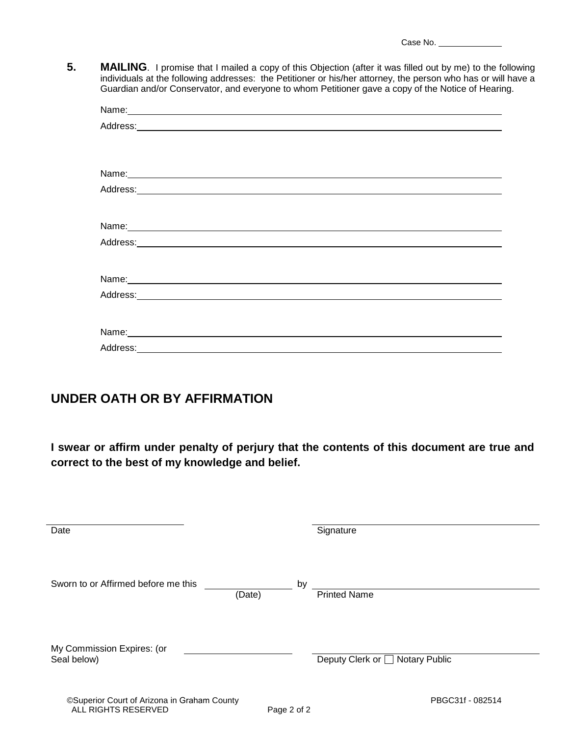Case No. ______________

**5. MAILING**. I promise that I mailed a copy of this Objection (after it was filled out by me) to the following individuals at the following addresses: the Petitioner or his/her attorney, the person who has or will have a Guardian and/or Conservator, and everyone to whom Petitioner gave a copy of the Notice of Hearing.

Name: ____________________________________________

Address: __________________________________________

Name: ____________________________________________

Address: __________________________________________

Name: ____________________________________________

Address: __________________________________________

Name: ____________________________________________

Address: __________________________________________

Name: ____________________________________________

Address: __________________________________________

## UNDER OATH OR BY AFFIRMATION

**I swear or affirm under penalty of perjury that the contents of this document are true and correct to the best of my knowledge and belief.**

______________________ Date

______________________ Signature

Sworn to or Affirmed before me this ______________ (Date) by ______________________ Printed Name

My Commission Expires: (or Seal below) ______________________

______________________ Deputy Clerk or ☐ Notary Public

©Superior Court of Arizona in Graham County ALL RIGHTS RESERVED

PBGC31f - 082514